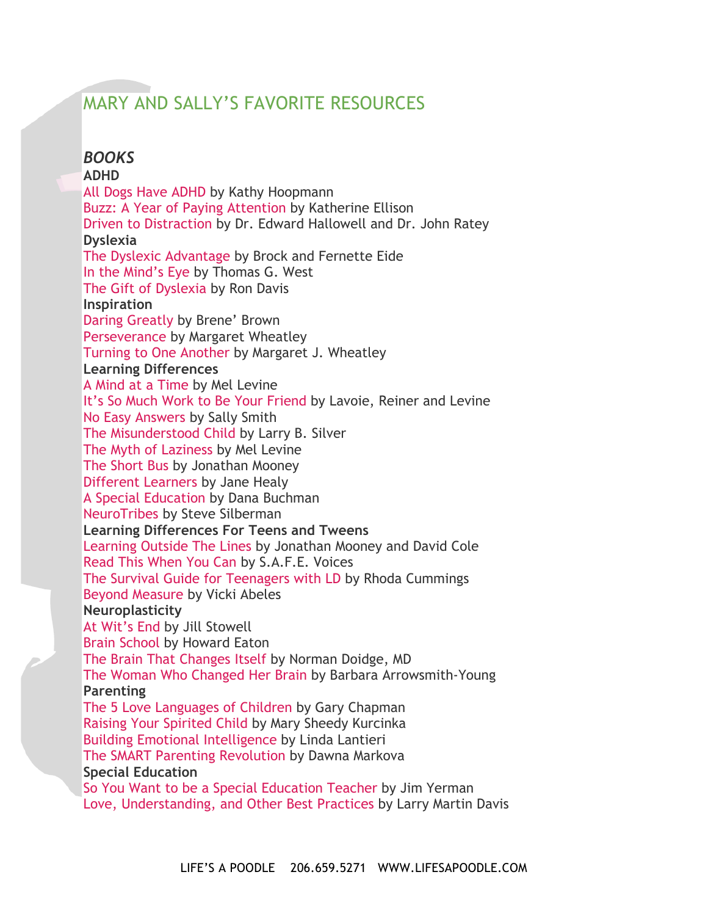# MARY AND SALLY'S FAVORITE RESOURCES

## *BOOKS*

**ADHD**

All Dogs Have ADHD by Kathy Hoopmann
Buzz: A Year of Paying Attention by Katherine Ellison
Driven to Distraction by Dr. Edward Hallowell and Dr. John Ratey

**Dyslexia**

The Dyslexic Advantage by Brock and Fernette Eide
In the Mind's Eye by Thomas G. West
The Gift of Dyslexia by Ron Davis

**Inspiration**

Daring Greatly by Brene' Brown
Perseverance by Margaret Wheatley
Turning to One Another by Margaret J. Wheatley

**Learning Differences**

A Mind at a Time by Mel Levine
It's So Much Work to Be Your Friend by Lavoie, Reiner and Levine
No Easy Answers by Sally Smith
The Misunderstood Child by Larry B. Silver
The Myth of Laziness by Mel Levine
The Short Bus by Jonathan Mooney
Different Learners by Jane Healy
A Special Education by Dana Buchman
NeuroTribes by Steve Silberman

**Learning Differences For Teens and Tweens**

Learning Outside The Lines by Jonathan Mooney and David Cole
Read This When You Can by S.A.F.E. Voices
The Survival Guide for Teenagers with LD by Rhoda Cummings
Beyond Measure by Vicki Abeles

**Neuroplasticity**

At Wit's End by Jill Stowell
Brain School by Howard Eaton
The Brain That Changes Itself by Norman Doidge, MD
The Woman Who Changed Her Brain by Barbara Arrowsmith-Young

**Parenting**

The 5 Love Languages of Children by Gary Chapman
Raising Your Spirited Child by Mary Sheedy Kurcinka
Building Emotional Intelligence by Linda Lantieri
The SMART Parenting Revolution by Dawna Markova

**Special Education**

So You Want to be a Special Education Teacher by Jim Yerman
Love, Understanding, and Other Best Practices by Larry Martin Davis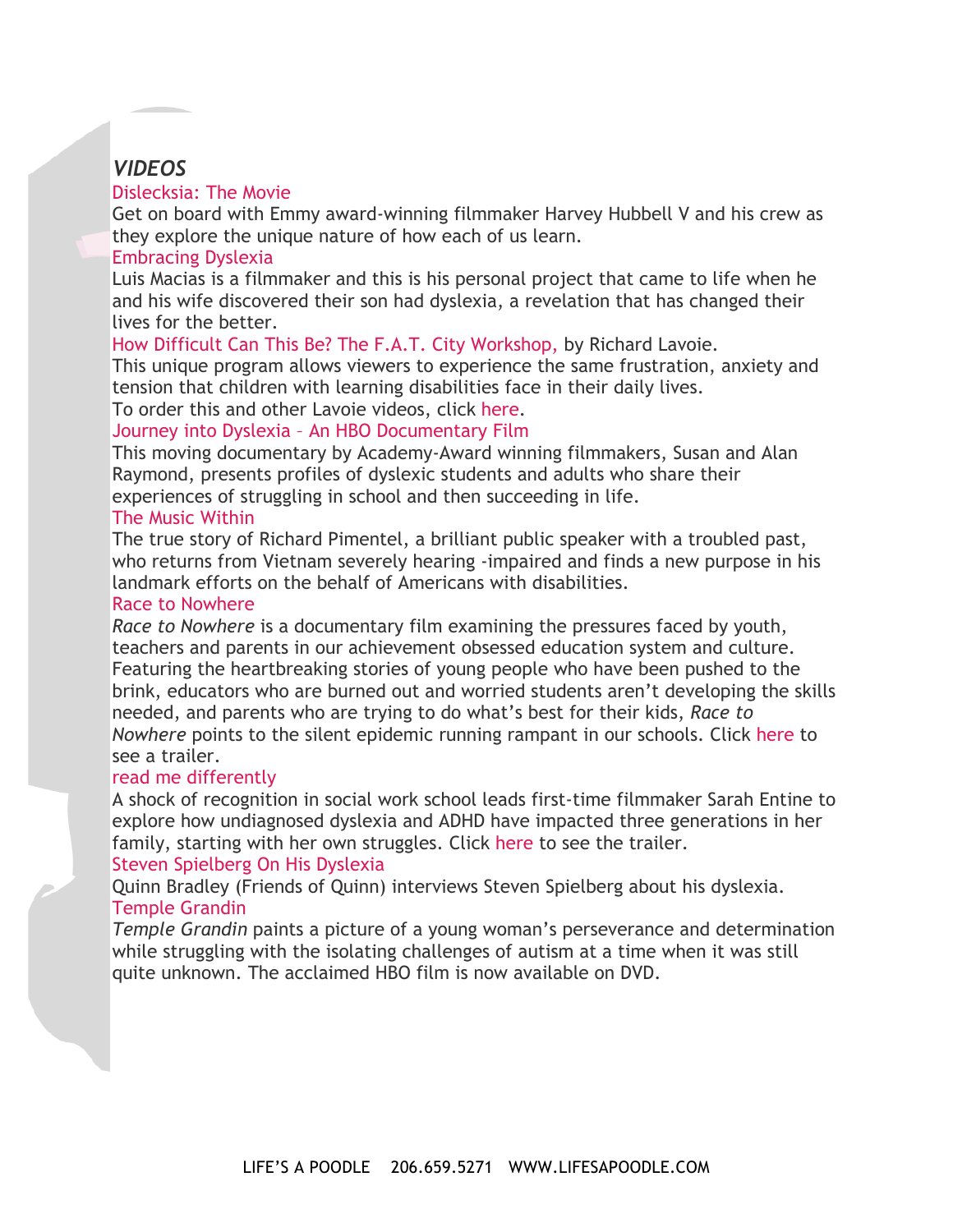## *VIDEOS*

Dislecksia: The Movie

Get on board with Emmy award-winning filmmaker Harvey Hubbell V and his crew as they explore the unique nature of how each of us learn.

Embracing Dyslexia

Luis Macias is a filmmaker and this is his personal project that came to life when he and his wife discovered their son had dyslexia, a revelation that has changed their lives for the better.

How Difficult Can This Be? The F.A.T. City Workshop, by Richard Lavoie.

This unique program allows viewers to experience the same frustration, anxiety and tension that children with learning disabilities face in their daily lives.

To order this and other Lavoie videos, click here.

Journey into Dyslexia – An HBO Documentary Film

This moving documentary by Academy-Award winning filmmakers, Susan and Alan Raymond, presents profiles of dyslexic students and adults who share their experiences of struggling in school and then succeeding in life.

The Music Within

The true story of Richard Pimentel, a brilliant public speaker with a troubled past, who returns from Vietnam severely hearing -impaired and finds a new purpose in his landmark efforts on the behalf of Americans with disabilities.

Race to Nowhere

*Race to Nowhere* is a documentary film examining the pressures faced by youth, teachers and parents in our achievement obsessed education system and culture. Featuring the heartbreaking stories of young people who have been pushed to the brink, educators who are burned out and worried students aren't developing the skills needed, and parents who are trying to do what's best for their kids, *Race to Nowhere* points to the silent epidemic running rampant in our schools. Click here to see a trailer.

read me differently

A shock of recognition in social work school leads first-time filmmaker Sarah Entine to explore how undiagnosed dyslexia and ADHD have impacted three generations in her family, starting with her own struggles. Click here to see the trailer.

Steven Spielberg On His Dyslexia

Quinn Bradley (Friends of Quinn) interviews Steven Spielberg about his dyslexia.

Temple Grandin

*Temple Grandin* paints a picture of a young woman's perseverance and determination while struggling with the isolating challenges of autism at a time when it was still quite unknown. The acclaimed HBO film is now available on DVD.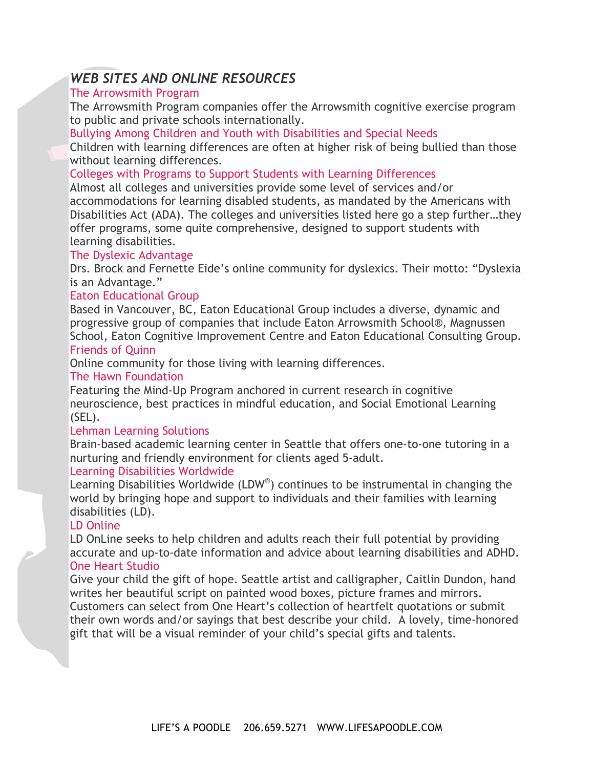## *WEB SITES AND ONLINE RESOURCES*

The Arrowsmith Program

The Arrowsmith Program companies offer the Arrowsmith cognitive exercise program to public and private schools internationally.

Bullying Among Children and Youth with Disabilities and Special Needs

Children with learning differences are often at higher risk of being bullied than those without learning differences.

Colleges with Programs to Support Students with Learning Differences

Almost all colleges and universities provide some level of services and/or accommodations for learning disabled students, as mandated by the Americans with Disabilities Act (ADA). The colleges and universities listed here go a step further…they offer programs, some quite comprehensive, designed to support students with learning disabilities.

The Dyslexic Advantage

Drs. Brock and Fernette Eide's online community for dyslexics. Their motto: "Dyslexia is an Advantage."

Eaton Educational Group

Based in Vancouver, BC, Eaton Educational Group includes a diverse, dynamic and progressive group of companies that include Eaton Arrowsmith School®, Magnussen School, Eaton Cognitive Improvement Centre and Eaton Educational Consulting Group.

Friends of Quinn

Online community for those living with learning differences.

The Hawn Foundation

Featuring the Mind-Up Program anchored in current research in cognitive neuroscience, best practices in mindful education, and Social Emotional Learning (SEL).

Lehman Learning Solutions

Brain-based academic learning center in Seattle that offers one-to-one tutoring in a nurturing and friendly environment for clients aged 5-adult.

Learning Disabilities Worldwide

Learning Disabilities Worldwide (LDW®) continues to be instrumental in changing the world by bringing hope and support to individuals and their families with learning disabilities (LD).

LD Online

LD OnLine seeks to help children and adults reach their full potential by providing accurate and up-to-date information and advice about learning disabilities and ADHD.

One Heart Studio

Give your child the gift of hope. Seattle artist and calligrapher, Caitlin Dundon, hand writes her beautiful script on painted wood boxes, picture frames and mirrors. Customers can select from One Heart's collection of heartfelt quotations or submit their own words and/or sayings that best describe your child. A lovely, time-honored gift that will be a visual reminder of your child's special gifts and talents.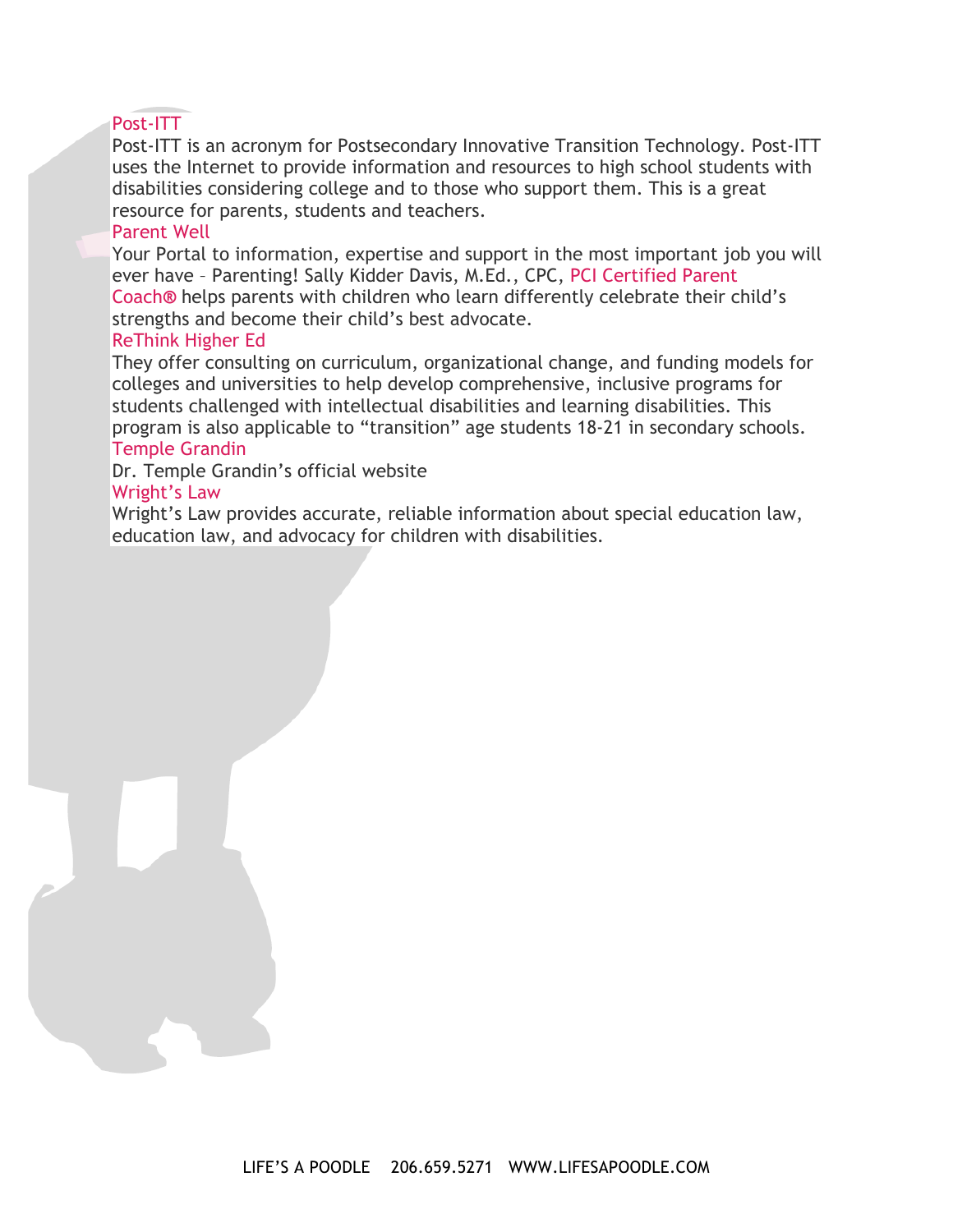Post-ITT

Post-ITT is an acronym for Postsecondary Innovative Transition Technology. Post-ITT uses the Internet to provide information and resources to high school students with disabilities considering college and to those who support them. This is a great resource for parents, students and teachers.

Parent Well

Your Portal to information, expertise and support in the most important job you will ever have – Parenting! Sally Kidder Davis, M.Ed., CPC, PCI Certified Parent Coach® helps parents with children who learn differently celebrate their child's strengths and become their child's best advocate.

ReThink Higher Ed

They offer consulting on curriculum, organizational change, and funding models for colleges and universities to help develop comprehensive, inclusive programs for students challenged with intellectual disabilities and learning disabilities. This program is also applicable to "transition" age students 18-21 in secondary schools.

Temple Grandin

Dr. Temple Grandin's official website

Wright's Law

Wright's Law provides accurate, reliable information about special education law, education law, and advocacy for children with disabilities.